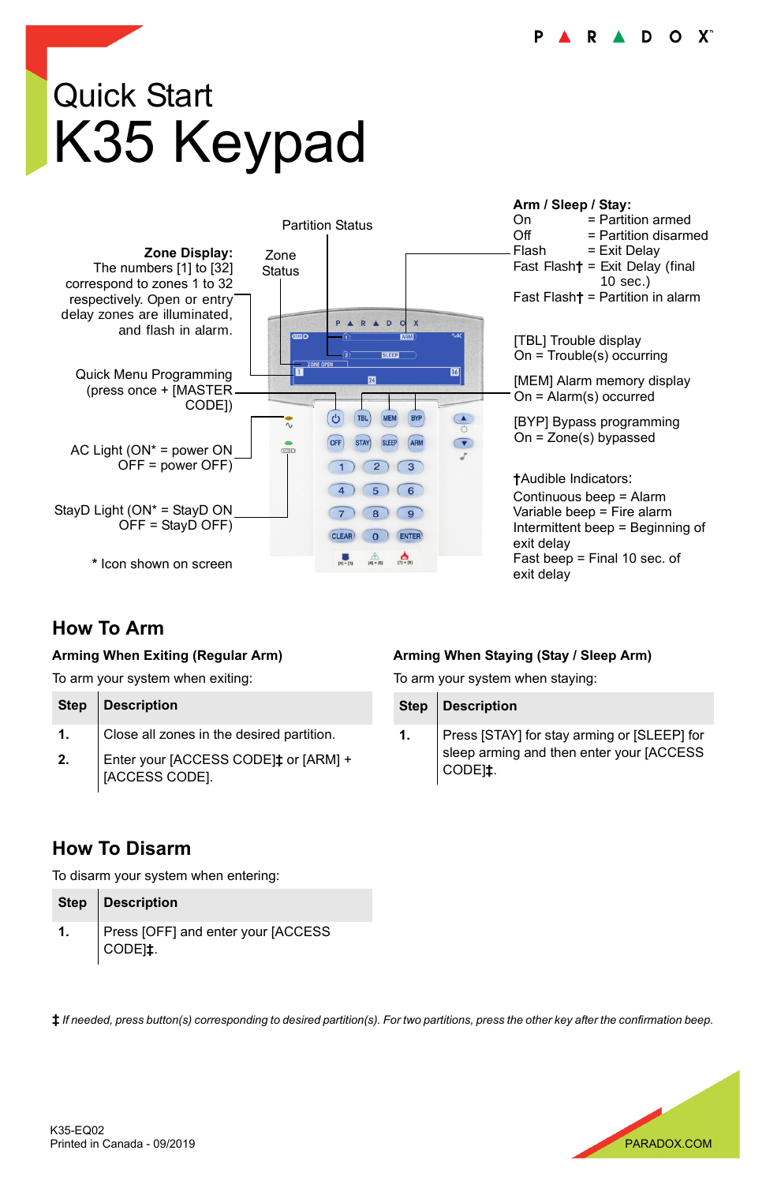# Quick Start
# K35 Keypad

Partition Status

Zone Status

**Zone Display:** The numbers [1] to [32] correspond to zones 1 to 32 respectively. Open or entry delay zones are illuminated, and flash in alarm.

Quick Menu Programming (press once + [MASTER CODE])

AC Light (ON* = power ON OFF = power OFF)

StayD Light (ON* = StayD ON OFF = StayD OFF)

\* Icon shown on screen

**Arm / Sleep / Stay:**
On = Partition armed
Off = Partition disarmed
Flash = Exit Delay
Fast Flash† = Exit Delay (final 10 sec.)
Fast Flash† = Partition in alarm

[TBL] Trouble display
On = Trouble(s) occurring

[MEM] Alarm memory display
On = Alarm(s) occurred

[BYP] Bypass programming
On = Zone(s) bypassed

†Audible Indicators:
Continuous beep = Alarm
Variable beep = Fire alarm
Intermittent beep = Beginning of exit delay
Fast beep = Final 10 sec. of exit delay

## How To Arm

### Arming When Exiting (Regular Arm)

To arm your system when exiting:

| Step | Description |
|---|---|
| 1. | Close all zones in the desired partition. |
| 2. | Enter your [ACCESS CODE]‡ or [ARM] + [ACCESS CODE]. |

### Arming When Staying (Stay / Sleep Arm)

To arm your system when staying:

| Step | Description |
|---|---|
| 1. | Press [STAY] for stay arming or [SLEEP] for sleep arming and then enter your [ACCESS CODE]‡. |

## How To Disarm

To disarm your system when entering:

| Step | Description |
|---|---|
| 1. | Press [OFF] and enter your [ACCESS CODE]‡. |

‡ *If needed, press button(s) corresponding to desired partition(s). For two partitions, press the other key after the confirmation beep.*

K35-EQ02
Printed in Canada - 09/2019

PARADOX.COM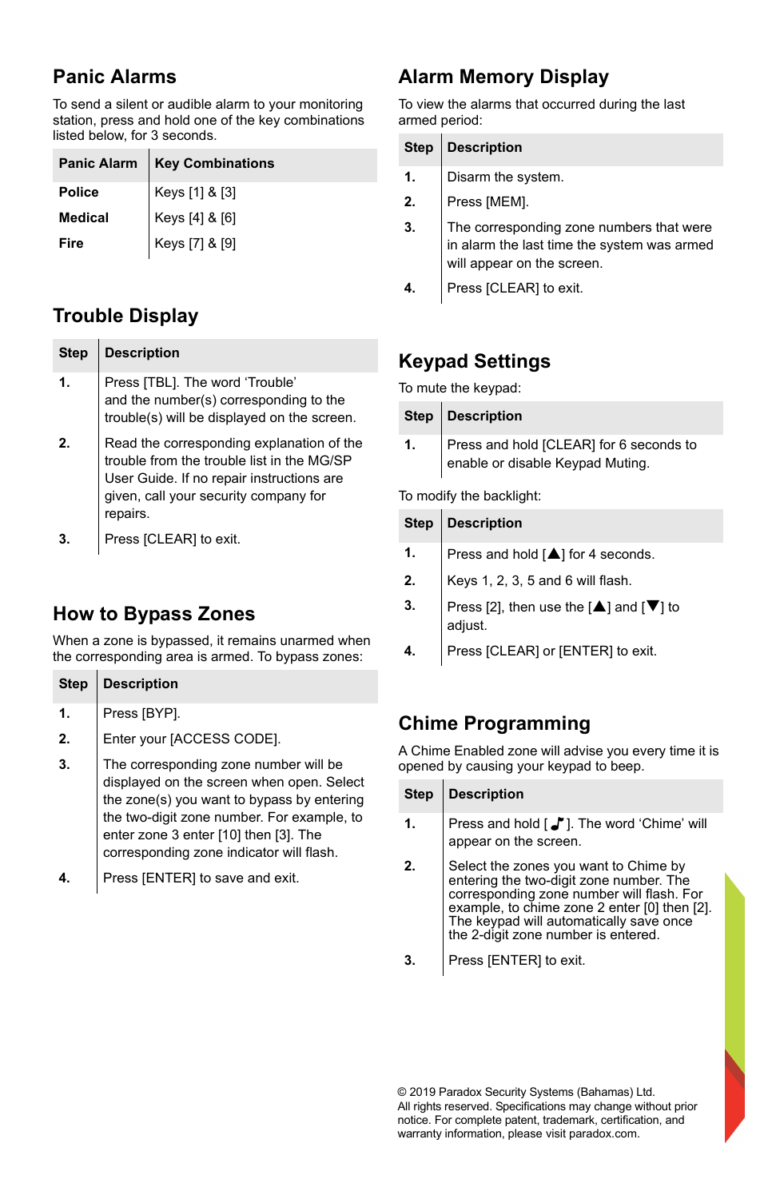## Panic Alarms

To send a silent or audible alarm to your monitoring station, press and hold one of the key combinations listed below, for 3 seconds.

| Panic Alarm | Key Combinations |
|---|---|
| **Police** | Keys [1] & [3] |
| **Medical** | Keys [4] & [6] |
| **Fire** | Keys [7] & [9] |

## Trouble Display

| Step | Description |
|---|---|
| **1.** | Press [TBL]. The word 'Trouble' and the number(s) corresponding to the trouble(s) will be displayed on the screen. |
| **2.** | Read the corresponding explanation of the trouble from the trouble list in the MG/SP User Guide. If no repair instructions are given, call your security company for repairs. |
| **3.** | Press [CLEAR] to exit. |

## How to Bypass Zones

When a zone is bypassed, it remains unarmed when the corresponding area is armed. To bypass zones:

| Step | Description |
|---|---|
| **1.** | Press [BYP]. |
| **2.** | Enter your [ACCESS CODE]. |
| **3.** | The corresponding zone number will be displayed on the screen when open. Select the zone(s) you want to bypass by entering the two-digit zone number. For example, to enter zone 3 enter [10] then [3]. The corresponding zone indicator will flash. |
| **4.** | Press [ENTER] to save and exit. |

## Alarm Memory Display

To view the alarms that occurred during the last armed period:

| Step | Description |
|---|---|
| **1.** | Disarm the system. |
| **2.** | Press [MEM]. |
| **3.** | The corresponding zone numbers that were in alarm the last time the system was armed will appear on the screen. |
| **4.** | Press [CLEAR] to exit. |

## Keypad Settings

To mute the keypad:

| Step | Description |
|---|---|
| **1.** | Press and hold [CLEAR] for 6 seconds to enable or disable Keypad Muting. |

To modify the backlight:

| Step | Description |
|---|---|
| **1.** | Press and hold [▲] for 4 seconds. |
| **2.** | Keys 1, 2, 3, 5 and 6 will flash. |
| **3.** | Press [2], then use the [▲] and [▼] to adjust. |
| **4.** | Press [CLEAR] or [ENTER] to exit. |

## Chime Programming

A Chime Enabled zone will advise you every time it is opened by causing your keypad to beep.

| Step | Description |
|---|---|
| **1.** | Press and hold [ ♪ ]. The word 'Chime' will appear on the screen. |
| **2.** | Select the zones you want to Chime by entering the two-digit zone number. The corresponding zone number will flash. For example, to chime zone 2 enter [0] then [2]. The keypad will automatically save once the 2-digit zone number is entered. |
| **3.** | Press [ENTER] to exit. |

© 2019 Paradox Security Systems (Bahamas) Ltd.
All rights reserved. Specifications may change without prior notice. For complete patent, trademark, certification, and warranty information, please visit paradox.com.